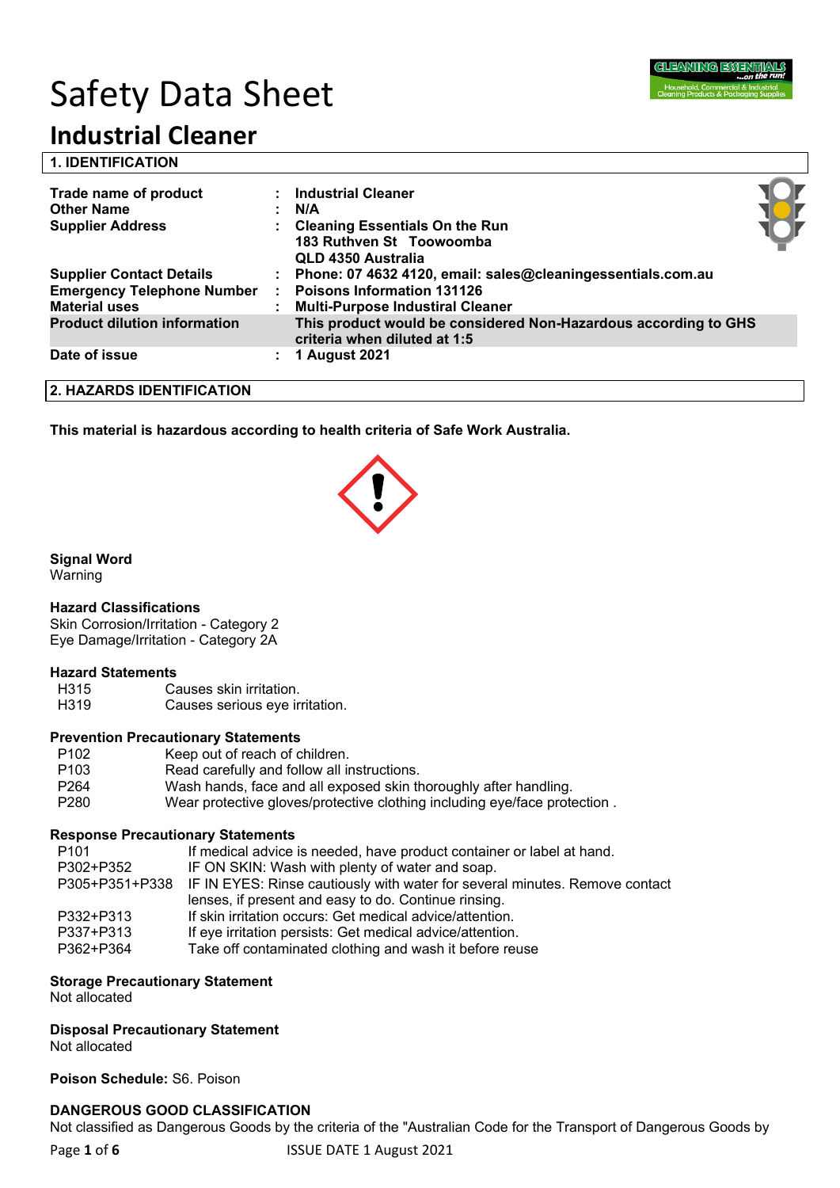# Safety Data Sheet

## Industrial Cleaner

### 1. IDENTIFICATION

| | | |
|---|---|---|
| **Trade name of product** | : | **Industrial Cleaner** |
| **Other Name** | : | **N/A** |
| **Supplier Address** | : | **Cleaning Essentials On the Run**<br>**183 Ruthven St Toowoomba**<br>**QLD 4350 Australia** |
| **Supplier Contact Details** | : | **Phone: 07 4632 4120, email: sales@cleaningessentials.com.au** |
| **Emergency Telephone Number** | : | **Poisons Information 131126** |
| **Material uses** | : | **Multi-Purpose Industrial Cleaner** |
| **Product dilution information** | | **This product would be considered Non-Hazardous according to GHS criteria when diluted at 1:5** |
| **Date of issue** | : | **1 August 2021** |

### 2. HAZARDS IDENTIFICATION

**This material is hazardous according to health criteria of Safe Work Australia.**

**Signal Word**
Warning

**Hazard Classifications**
Skin Corrosion/Irritation - Category 2
Eye Damage/Irritation - Category 2A

**Hazard Statements**

| | |
|---|---|
| H315 | Causes skin irritation. |
| H319 | Causes serious eye irritation. |

**Prevention Precautionary Statements**

| | |
|---|---|
| P102 | Keep out of reach of children. |
| P103 | Read carefully and follow all instructions. |
| P264 | Wash hands, face and all exposed skin thoroughly after handling. |
| P280 | Wear protective gloves/protective clothing including eye/face protection . |

**Response Precautionary Statements**

| | |
|---|---|
| P101 | If medical advice is needed, have product container or label at hand. |
| P302+P352 | IF ON SKIN: Wash with plenty of water and soap. |
| P305+P351+P338 | IF IN EYES: Rinse cautiously with water for several minutes. Remove contact lenses, if present and easy to do. Continue rinsing. |
| P332+P313 | If skin irritation occurs: Get medical advice/attention. |
| P337+P313 | If eye irritation persists: Get medical advice/attention. |
| P362+P364 | Take off contaminated clothing and wash it before reuse |

**Storage Precautionary Statement**
Not allocated

**Disposal Precautionary Statement**
Not allocated

**Poison Schedule:** S6. Poison

**DANGEROUS GOOD CLASSIFICATION**
Not classified as Dangerous Goods by the criteria of the "Australian Code for the Transport of Dangerous Goods by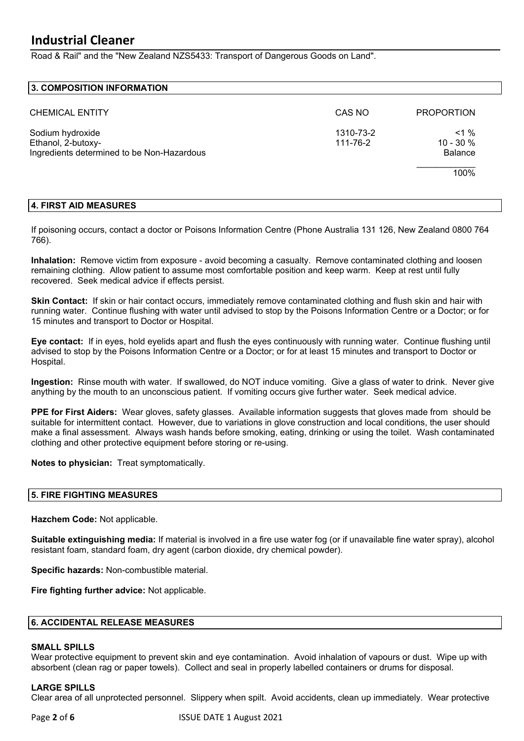Road & Rail" and the "New Zealand NZS5433: Transport of Dangerous Goods on Land".

## 3. COMPOSITION INFORMATION

| CHEMICAL ENTITY | CAS NO | PROPORTION |
|---|---|---|
| Sodium hydroxide | 1310-73-2 | <1 % |
| Ethanol, 2-butoxy- | 111-76-2 | 10 - 30 % |
| Ingredients determined to be Non-Hazardous | | Balance |
| | | 100% |

## 4. FIRST AID MEASURES

If poisoning occurs, contact a doctor or Poisons Information Centre (Phone Australia 131 126, New Zealand 0800 764 766).

**Inhalation:** Remove victim from exposure - avoid becoming a casualty. Remove contaminated clothing and loosen remaining clothing. Allow patient to assume most comfortable position and keep warm. Keep at rest until fully recovered. Seek medical advice if effects persist.

**Skin Contact:** If skin or hair contact occurs, immediately remove contaminated clothing and flush skin and hair with running water. Continue flushing with water until advised to stop by the Poisons Information Centre or a Doctor; or for 15 minutes and transport to Doctor or Hospital.

**Eye contact:** If in eyes, hold eyelids apart and flush the eyes continuously with running water. Continue flushing until advised to stop by the Poisons Information Centre or a Doctor; or for at least 15 minutes and transport to Doctor or Hospital.

**Ingestion:** Rinse mouth with water. If swallowed, do NOT induce vomiting. Give a glass of water to drink. Never give anything by the mouth to an unconscious patient. If vomiting occurs give further water. Seek medical advice.

**PPE for First Aiders:** Wear gloves, safety glasses. Available information suggests that gloves made from should be suitable for intermittent contact. However, due to variations in glove construction and local conditions, the user should make a final assessment. Always wash hands before smoking, eating, drinking or using the toilet. Wash contaminated clothing and other protective equipment before storing or re-using.

**Notes to physician:** Treat symptomatically.

## 5. FIRE FIGHTING MEASURES

**Hazchem Code:** Not applicable.

**Suitable extinguishing media:** If material is involved in a fire use water fog (or if unavailable fine water spray), alcohol resistant foam, standard foam, dry agent (carbon dioxide, dry chemical powder).

**Specific hazards:** Non-combustible material.

**Fire fighting further advice:** Not applicable.

## 6. ACCIDENTAL RELEASE MEASURES

### SMALL SPILLS

Wear protective equipment to prevent skin and eye contamination. Avoid inhalation of vapours or dust. Wipe up with absorbent (clean rag or paper towels). Collect and seal in properly labelled containers or drums for disposal.

### LARGE SPILLS

Clear area of all unprotected personnel. Slippery when spilt. Avoid accidents, clean up immediately. Wear protective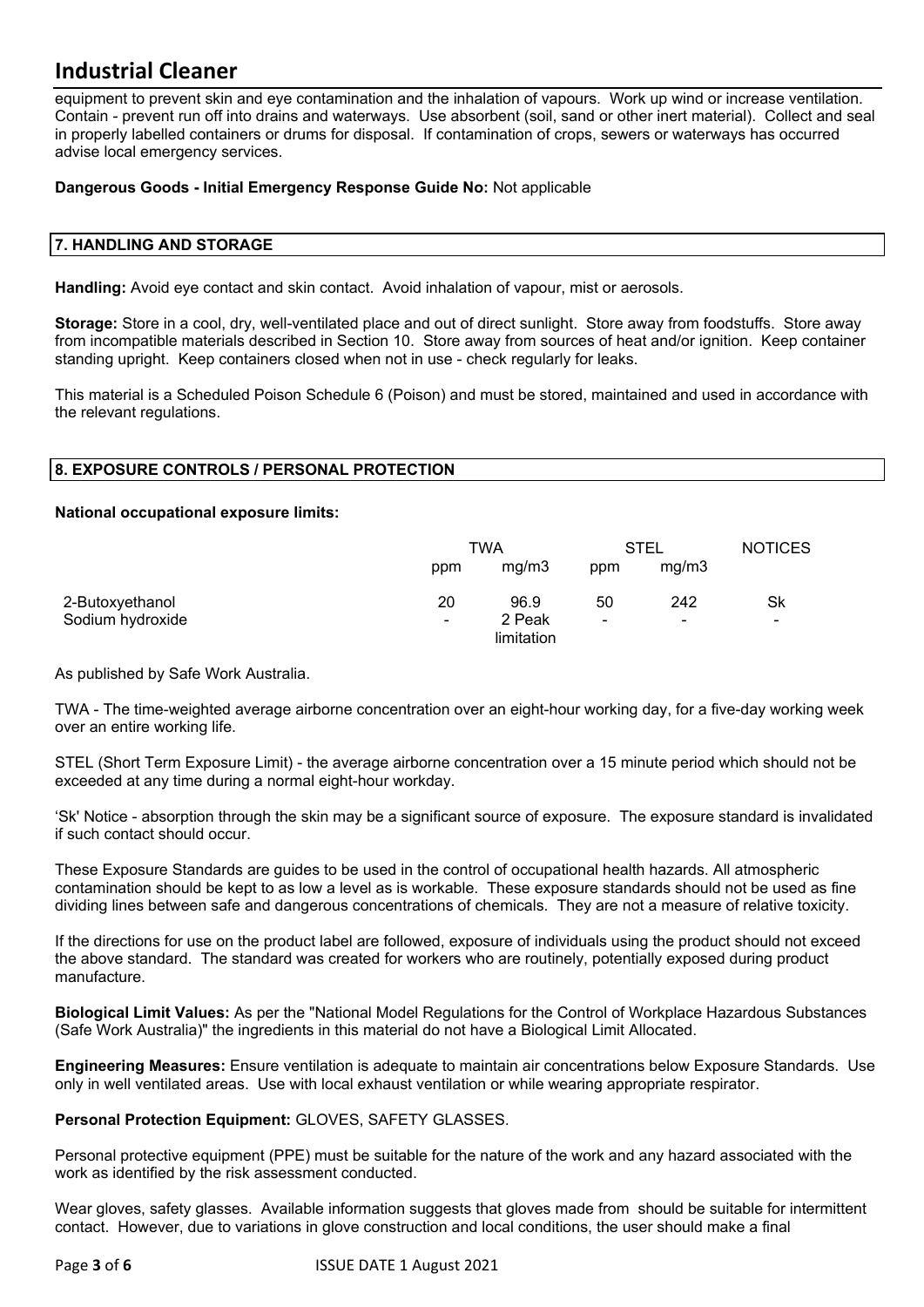equipment to prevent skin and eye contamination and the inhalation of vapours. Work up wind or increase ventilation. Contain - prevent run off into drains and waterways. Use absorbent (soil, sand or other inert material). Collect and seal in properly labelled containers or drums for disposal. If contamination of crops, sewers or waterways has occurred advise local emergency services.

**Dangerous Goods - Initial Emergency Response Guide No:** Not applicable

## 7. HANDLING AND STORAGE

**Handling:** Avoid eye contact and skin contact. Avoid inhalation of vapour, mist or aerosols.

**Storage:** Store in a cool, dry, well-ventilated place and out of direct sunlight. Store away from foodstuffs. Store away from incompatible materials described in Section 10. Store away from sources of heat and/or ignition. Keep container standing upright. Keep containers closed when not in use - check regularly for leaks.

This material is a Scheduled Poison Schedule 6 (Poison) and must be stored, maintained and used in accordance with the relevant regulations.

## 8. EXPOSURE CONTROLS / PERSONAL PROTECTION

**National occupational exposure limits:**

| | TWA | | STEL | | NOTICES |
|---|---|---|---|---|---|
| | ppm | mg/m3 | ppm | mg/m3 | |
| 2-Butoxyethanol | 20 | 96.9 | 50 | 242 | Sk |
| Sodium hydroxide | - | 2 Peak limitation | - | - | - |

As published by Safe Work Australia.

TWA - The time-weighted average airborne concentration over an eight-hour working day, for a five-day working week over an entire working life.

STEL (Short Term Exposure Limit) - the average airborne concentration over a 15 minute period which should not be exceeded at any time during a normal eight-hour workday.

'Sk' Notice - absorption through the skin may be a significant source of exposure. The exposure standard is invalidated if such contact should occur.

These Exposure Standards are guides to be used in the control of occupational health hazards. All atmospheric contamination should be kept to as low a level as is workable. These exposure standards should not be used as fine dividing lines between safe and dangerous concentrations of chemicals. They are not a measure of relative toxicity.

If the directions for use on the product label are followed, exposure of individuals using the product should not exceed the above standard. The standard was created for workers who are routinely, potentially exposed during product manufacture.

**Biological Limit Values:** As per the "National Model Regulations for the Control of Workplace Hazardous Substances (Safe Work Australia)" the ingredients in this material do not have a Biological Limit Allocated.

**Engineering Measures:** Ensure ventilation is adequate to maintain air concentrations below Exposure Standards. Use only in well ventilated areas. Use with local exhaust ventilation or while wearing appropriate respirator.

**Personal Protection Equipment:** GLOVES, SAFETY GLASSES.

Personal protective equipment (PPE) must be suitable for the nature of the work and any hazard associated with the work as identified by the risk assessment conducted.

Wear gloves, safety glasses. Available information suggests that gloves made from should be suitable for intermittent contact. However, due to variations in glove construction and local conditions, the user should make a final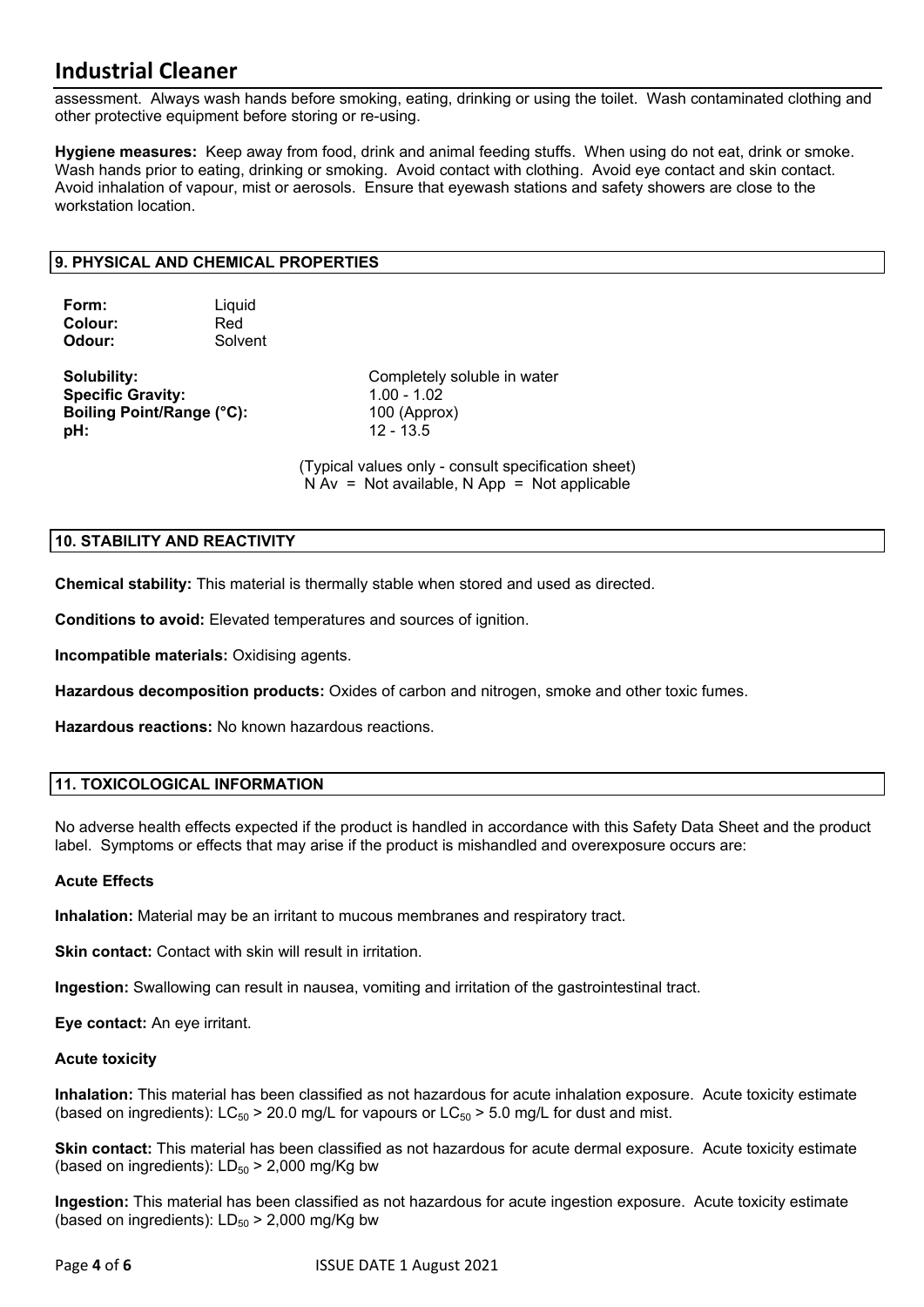assessment. Always wash hands before smoking, eating, drinking or using the toilet. Wash contaminated clothing and other protective equipment before storing or re-using.

**Hygiene measures:** Keep away from food, drink and animal feeding stuffs. When using do not eat, drink or smoke. Wash hands prior to eating, drinking or smoking. Avoid contact with clothing. Avoid eye contact and skin contact. Avoid inhalation of vapour, mist or aerosols. Ensure that eyewash stations and safety showers are close to the workstation location.

## 9. PHYSICAL AND CHEMICAL PROPERTIES

**Form:** Liquid
**Colour:** Red
**Odour:** Solvent

**Solubility:** Completely soluble in water
**Specific Gravity:** 1.00 - 1.02
**Boiling Point/Range (°C):** 100 (Approx)
**pH:** 12 - 13.5

(Typical values only - consult specification sheet)
N Av = Not available, N App = Not applicable

## 10. STABILITY AND REACTIVITY

**Chemical stability:** This material is thermally stable when stored and used as directed.

**Conditions to avoid:** Elevated temperatures and sources of ignition.

**Incompatible materials:** Oxidising agents.

**Hazardous decomposition products:** Oxides of carbon and nitrogen, smoke and other toxic fumes.

**Hazardous reactions:** No known hazardous reactions.

## 11. TOXICOLOGICAL INFORMATION

No adverse health effects expected if the product is handled in accordance with this Safety Data Sheet and the product label. Symptoms or effects that may arise if the product is mishandled and overexposure occurs are:

**Acute Effects**

**Inhalation:** Material may be an irritant to mucous membranes and respiratory tract.

**Skin contact:** Contact with skin will result in irritation.

**Ingestion:** Swallowing can result in nausea, vomiting and irritation of the gastrointestinal tract.

**Eye contact:** An eye irritant.

**Acute toxicity**

**Inhalation:** This material has been classified as not hazardous for acute inhalation exposure. Acute toxicity estimate (based on ingredients): $LC_{50}$ > 20.0 mg/L for vapours or $LC_{50}$ > 5.0 mg/L for dust and mist.

**Skin contact:** This material has been classified as not hazardous for acute dermal exposure. Acute toxicity estimate (based on ingredients): $LD_{50}$ > 2,000 mg/Kg bw

**Ingestion:** This material has been classified as not hazardous for acute ingestion exposure. Acute toxicity estimate (based on ingredients): $LD_{50}$ > 2,000 mg/Kg bw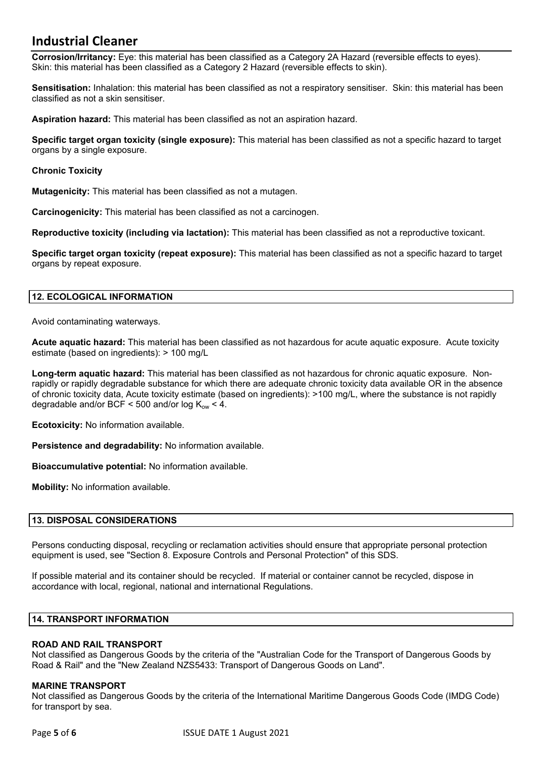**Corrosion/Irritancy:** Eye: this material has been classified as a Category 2A Hazard (reversible effects to eyes). Skin: this material has been classified as a Category 2 Hazard (reversible effects to skin).

**Sensitisation:** Inhalation: this material has been classified as not a respiratory sensitiser. Skin: this material has been classified as not a skin sensitiser.

**Aspiration hazard:** This material has been classified as not an aspiration hazard.

**Specific target organ toxicity (single exposure):** This material has been classified as not a specific hazard to target organs by a single exposure.

**Chronic Toxicity**

**Mutagenicity:** This material has been classified as not a mutagen.

**Carcinogenicity:** This material has been classified as not a carcinogen.

**Reproductive toxicity (including via lactation):** This material has been classified as not a reproductive toxicant.

**Specific target organ toxicity (repeat exposure):** This material has been classified as not a specific hazard to target organs by repeat exposure.

## 12. ECOLOGICAL INFORMATION

Avoid contaminating waterways.

**Acute aquatic hazard:** This material has been classified as not hazardous for acute aquatic exposure. Acute toxicity estimate (based on ingredients): > 100 mg/L

**Long-term aquatic hazard:** This material has been classified as not hazardous for chronic aquatic exposure. Non-rapidly or rapidly degradable substance for which there are adequate chronic toxicity data available OR in the absence of chronic toxicity data, Acute toxicity estimate (based on ingredients): >100 mg/L, where the substance is not rapidly degradable and/or BCF < 500 and/or log $K_{ow}$ < 4.

**Ecotoxicity:** No information available.

**Persistence and degradability:** No information available.

**Bioaccumulative potential:** No information available.

**Mobility:** No information available.

## 13. DISPOSAL CONSIDERATIONS

Persons conducting disposal, recycling or reclamation activities should ensure that appropriate personal protection equipment is used, see "Section 8. Exposure Controls and Personal Protection" of this SDS.

If possible material and its container should be recycled. If material or container cannot be recycled, dispose in accordance with local, regional, national and international Regulations.

## 14. TRANSPORT INFORMATION

**ROAD AND RAIL TRANSPORT**
Not classified as Dangerous Goods by the criteria of the "Australian Code for the Transport of Dangerous Goods by Road & Rail" and the "New Zealand NZS5433: Transport of Dangerous Goods on Land".

**MARINE TRANSPORT**
Not classified as Dangerous Goods by the criteria of the International Maritime Dangerous Goods Code (IMDG Code) for transport by sea.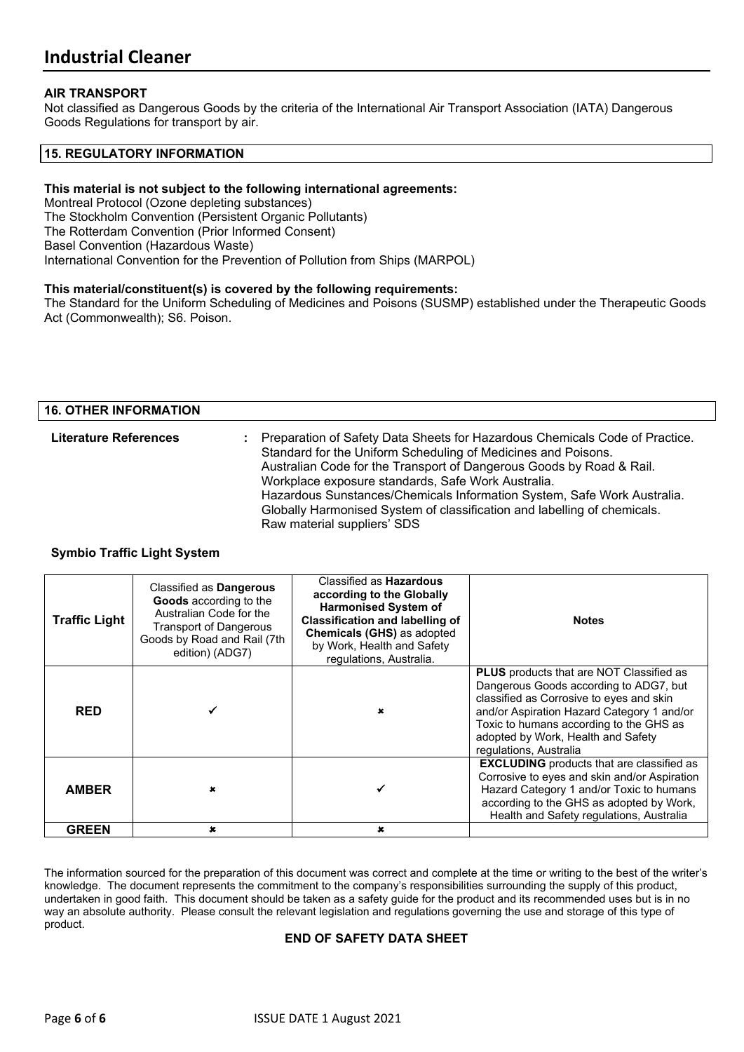**AIR TRANSPORT**
Not classified as Dangerous Goods by the criteria of the International Air Transport Association (IATA) Dangerous Goods Regulations for transport by air.

## 15. REGULATORY INFORMATION

**This material is not subject to the following international agreements:**
Montreal Protocol (Ozone depleting substances)
The Stockholm Convention (Persistent Organic Pollutants)
The Rotterdam Convention (Prior Informed Consent)
Basel Convention (Hazardous Waste)
International Convention for the Prevention of Pollution from Ships (MARPOL)

**This material/constituent(s) is covered by the following requirements:**
The Standard for the Uniform Scheduling of Medicines and Poisons (SUSMP) established under the Therapeutic Goods Act (Commonwealth); S6. Poison.

## 16. OTHER INFORMATION

**Literature References** : Preparation of Safety Data Sheets for Hazardous Chemicals Code of Practice.
Standard for the Uniform Scheduling of Medicines and Poisons.
Australian Code for the Transport of Dangerous Goods by Road & Rail.
Workplace exposure standards, Safe Work Australia.
Hazardous Sunstances/Chemicals Information System, Safe Work Australia.
Globally Harmonised System of classification and labelling of chemicals.
Raw material suppliers' SDS

**Symbio Traffic Light System**

| Traffic Light | Classified as **Dangerous Goods** according to the Australian Code for the Transport of Dangerous Goods by Road and Rail (7th edition) (ADG7) | Classified as **Hazardous according to the Globally Harmonised System of Classification and labelling of Chemicals (GHS)** as adopted by Work, Health and Safety regulations, Australia. | Notes |
|---|---|---|---|
| **RED** | ✓ | ✗ | **PLUS** products that are NOT Classified as Dangerous Goods according to ADG7, but classified as Corrosive to eyes and skin and/or Aspiration Hazard Category 1 and/or Toxic to humans according to the GHS as adopted by Work, Health and Safety regulations, Australia |
| **AMBER** | ✗ | ✓ | **EXCLUDING** products that are classified as Corrosive to eyes and skin and/or Aspiration Hazard Category 1 and/or Toxic to humans according to the GHS as adopted by Work, Health and Safety regulations, Australia |
| **GREEN** | ✗ | ✗ | |

The information sourced for the preparation of this document was correct and complete at the time or writing to the best of the writer's knowledge. The document represents the commitment to the company's responsibilities surrounding the supply of this product, undertaken in good faith. This document should be taken as a safety guide for the product and its recommended uses but is in no way an absolute authority. Please consult the relevant legislation and regulations governing the use and storage of this type of product.

**END OF SAFETY DATA SHEET**

ISSUE DATE 1 August 2021